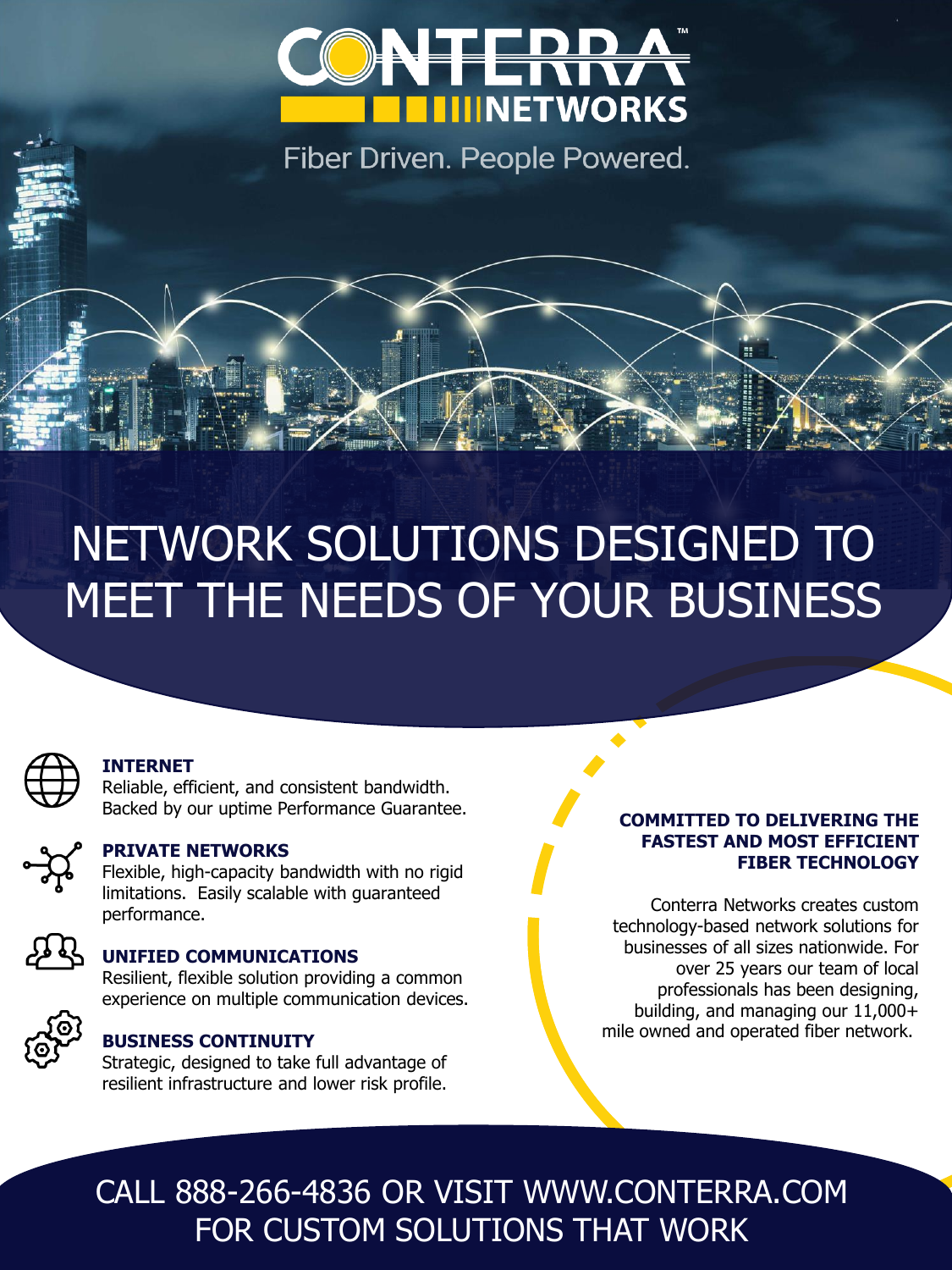# CONTERRA™ NETWORKS

Fiber Driven. People Powered.

## NETWORK SOLUTIONS DESIGNED TO MEET THE NEEDS OF YOUR BUSINESS

**INTERNET**
Reliable, efficient, and consistent bandwidth. Backed by our uptime Performance Guarantee.

**PRIVATE NETWORKS**
Flexible, high-capacity bandwidth with no rigid limitations. Easily scalable with guaranteed performance.

**UNIFIED COMMUNICATIONS**
Resilient, flexible solution providing a common experience on multiple communication devices.

**BUSINESS CONTINUITY**
Strategic, designed to take full advantage of resilient infrastructure and lower risk profile.

**COMMITTED TO DELIVERING THE FASTEST AND MOST EFFICIENT FIBER TECHNOLOGY**

Conterra Networks creates custom technology-based network solutions for businesses of all sizes nationwide. For over 25 years our team of local professionals has been designing, building, and managing our 11,000+ mile owned and operated fiber network.

CALL 888-266-4836 OR VISIT WWW.CONTERRA.COM FOR CUSTOM SOLUTIONS THAT WORK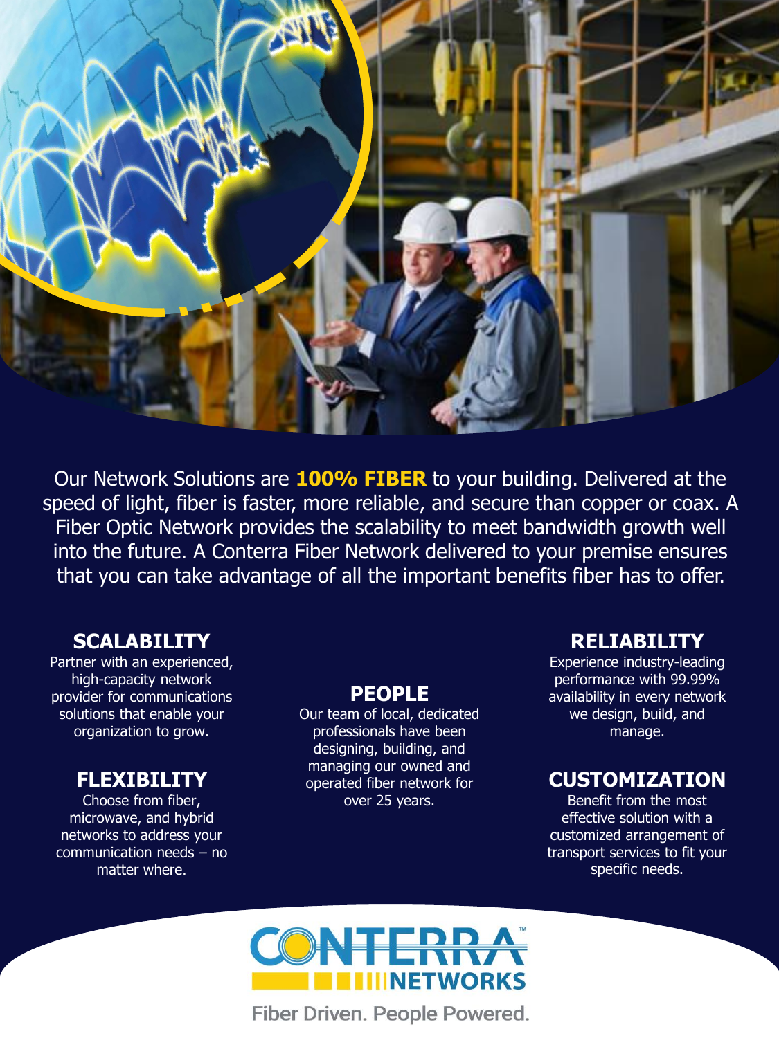Our Network Solutions are **100% FIBER** to your building. Delivered at the speed of light, fiber is faster, more reliable, and secure than copper or coax. A Fiber Optic Network provides the scalability to meet bandwidth growth well into the future. A Conterra Fiber Network delivered to your premise ensures that you can take advantage of all the important benefits fiber has to offer.

## SCALABILITY

Partner with an experienced, high-capacity network provider for communications solutions that enable your organization to grow.

## FLEXIBILITY

Choose from fiber, microwave, and hybrid networks to address your communication needs – no matter where.

## PEOPLE

Our team of local, dedicated professionals have been designing, building, and managing our owned and operated fiber network for over 25 years.

## RELIABILITY

Experience industry-leading performance with 99.99% availability in every network we design, build, and manage.

## CUSTOMIZATION

Benefit from the most effective solution with a customized arrangement of transport services to fit your specific needs.

CONTERRA™ NETWORKS

Fiber Driven. People Powered.